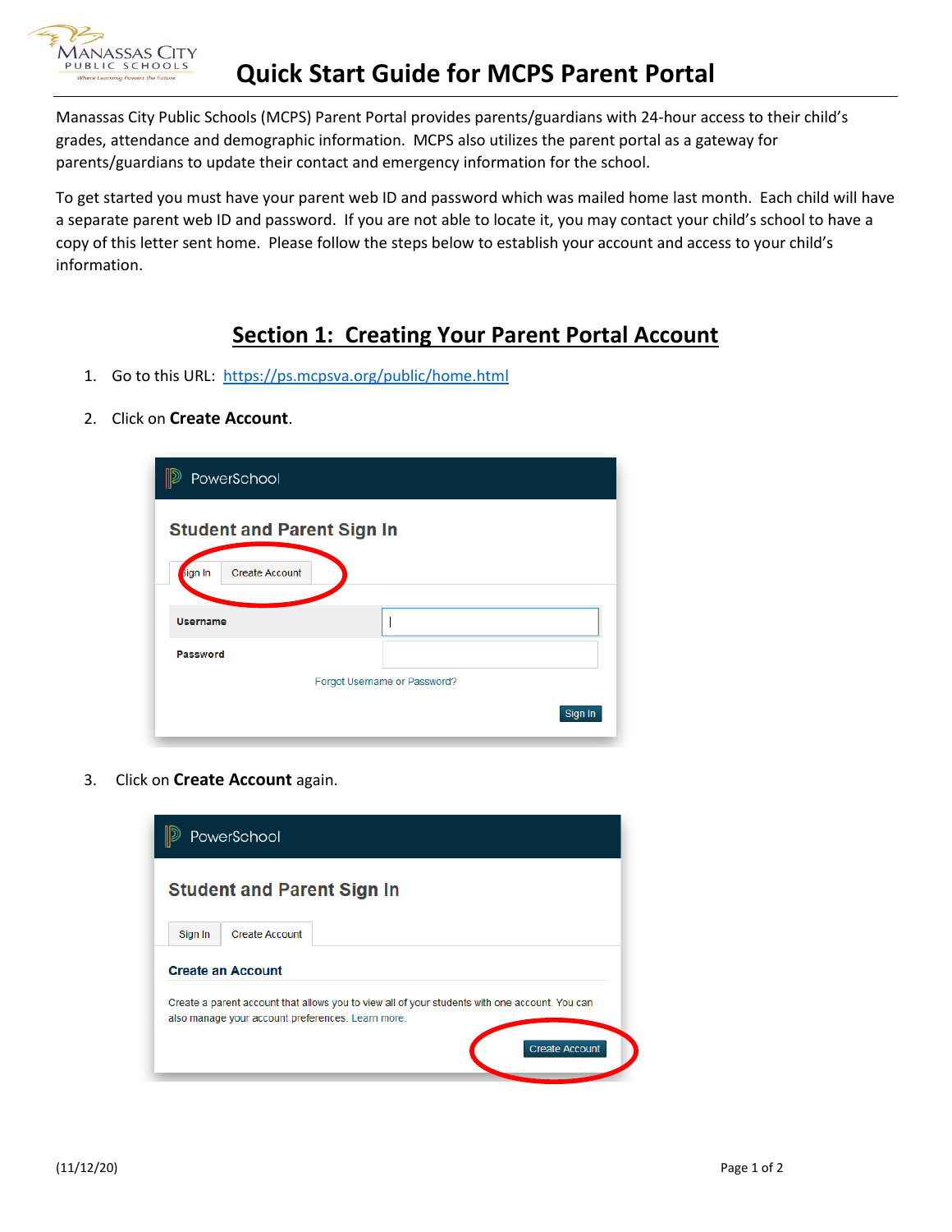# Quick Start Guide for MCPS Parent Portal

Manassas City Public Schools (MCPS) Parent Portal provides parents/guardians with 24-hour access to their child's grades, attendance and demographic information. MCPS also utilizes the parent portal as a gateway for parents/guardians to update their contact and emergency information for the school.

To get started you must have your parent web ID and password which was mailed home last month. Each child will have a separate parent web ID and password. If you are not able to locate it, you may contact your child's school to have a copy of this letter sent home. Please follow the steps below to establish your account and access to your child's information.

## Section 1: Creating Your Parent Portal Account

1. Go to this URL: https://ps.mcpsva.org/public/home.html
2. Click on **Create Account**.
3. Click on **Create Account** again.

(11/12/20)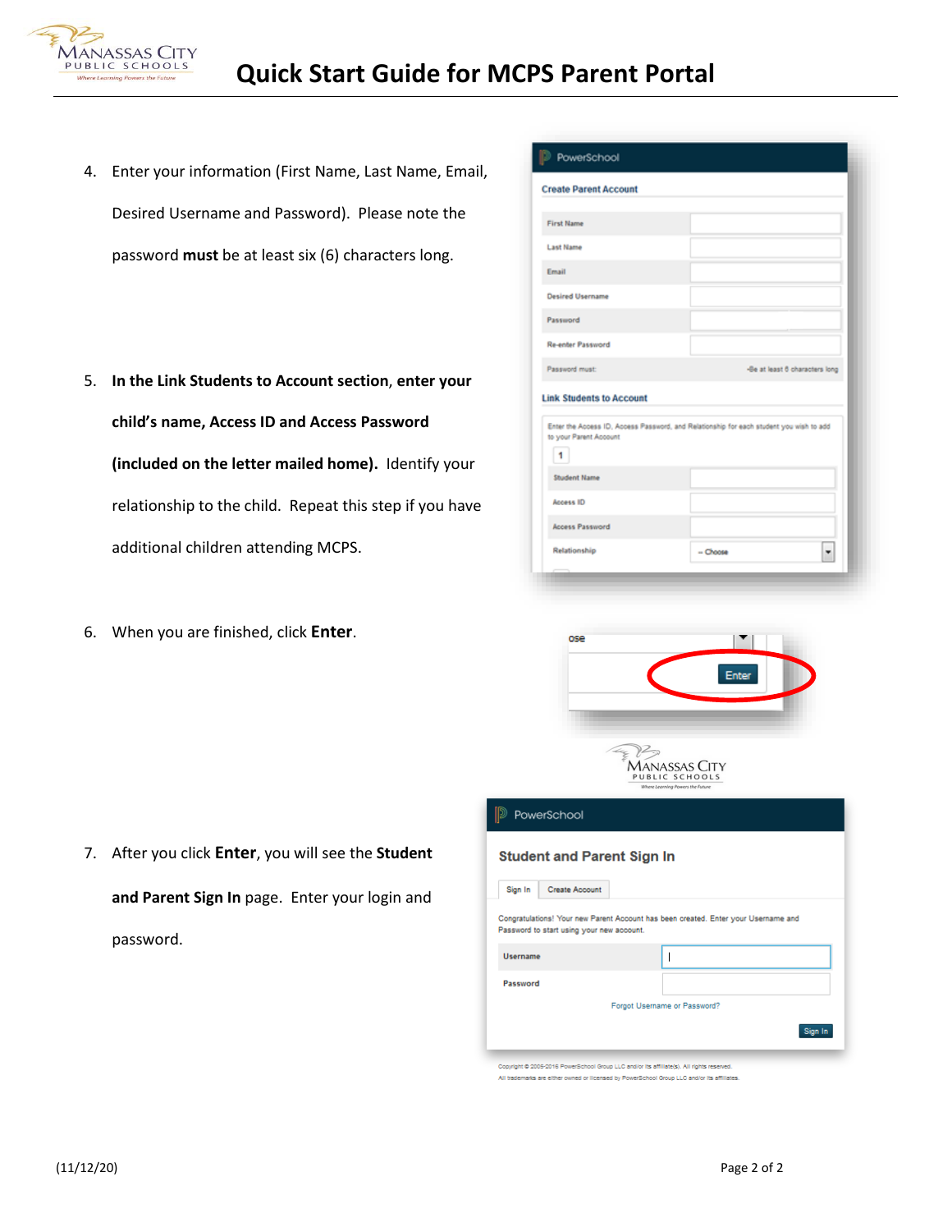# Quick Start Guide for MCPS Parent Portal

4. Enter your information (First Name, Last Name, Email, Desired Username and Password). Please note the password **must** be at least six (6) characters long.

5. **In the Link Students to Account section**, **enter your child's name, Access ID and Access Password (included on the letter mailed home).** Identify your relationship to the child. Repeat this step if you have additional children attending MCPS.

6. When you are finished, click **Enter**.

7. After you click **Enter**, you will see the **Student and Parent Sign In** page. Enter your login and password.

(11/12/20)